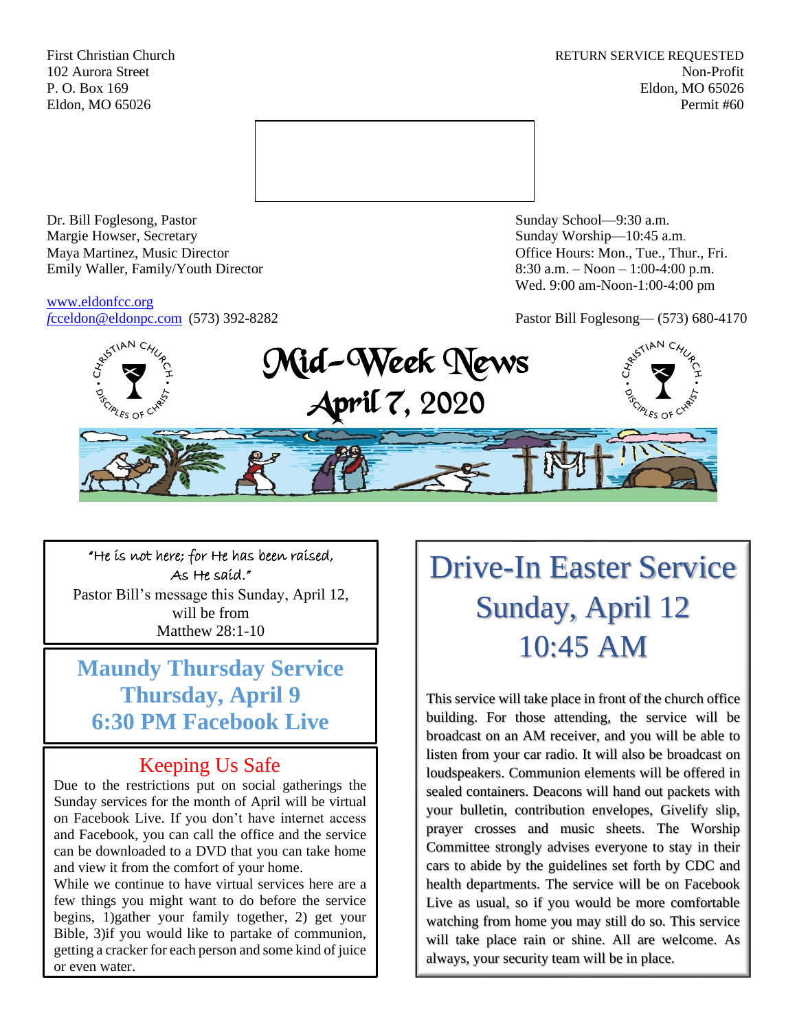First Christian Church
102 Aurora Street
P. O. Box 169
Eldon, MO 65026

RETURN SERVICE REQUESTED
Non-Profit
Eldon, MO 65026
Permit #60

Dr. Bill Foglesong, Pastor
Margie Howser, Secretary
Maya Martinez, Music Director
Emily Waller, Family/Youth Director

www.eldonfcc.org
fcceldon@eldonpc.com (573) 392-8282

Sunday School—9:30 a.m.
Sunday Worship—10:45 a.m.
Office Hours: Mon., Tue., Thur., Fri.
8:30 a.m. – Noon – 1:00-4:00 p.m.
Wed. 9:00 am-Noon-1:00-4:00 pm

Pastor Bill Foglesong— (573) 680-4170

# Mid-Week News
## April 7, 2020

"He is not here; for He has been raised, As He said."
Pastor Bill's message this Sunday, April 12, will be from
Matthew 28:1-10

## Maundy Thursday Service
**Thursday, April 9**
**6:30 PM Facebook Live**

## Keeping Us Safe

Due to the restrictions put on social gatherings the Sunday services for the month of April will be virtual on Facebook Live. If you don't have internet access and Facebook, you can call the office and the service can be downloaded to a DVD that you can take home and view it from the comfort of your home.

While we continue to have virtual services here are a few things you might want to do before the service begins, 1)gather your family together, 2) get your Bible, 3)if you would like to partake of communion, getting a cracker for each person and some kind of juice or even water.

## Drive-In Easter Service
**Sunday, April 12**
**10:45 AM**

This service will take place in front of the church office building. For those attending, the service will be broadcast on an AM receiver, and you will be able to listen from your car radio. It will also be broadcast on loudspeakers. Communion elements will be offered in sealed containers. Deacons will hand out packets with your bulletin, contribution envelopes, Givelify slip, prayer crosses and music sheets. The Worship Committee strongly advises everyone to stay in their cars to abide by the guidelines set forth by CDC and health departments. The service will be on Facebook Live as usual, so if you would be more comfortable watching from home you may still do so. This service will take place rain or shine. All are welcome. As always, your security team will be in place.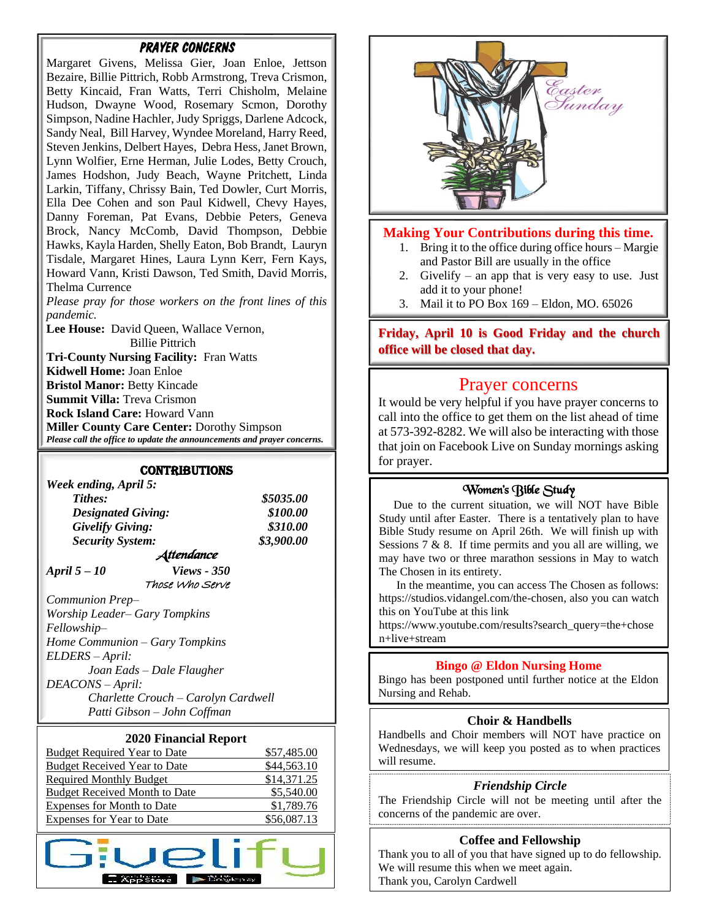## PRAYER CONCERNS

Margaret Givens, Melissa Gier, Joan Enloe, Jettson Bezaire, Billie Pittrich, Robb Armstrong, Treva Crismon, Betty Kincaid, Fran Watts, Terri Chisholm, Melaine Hudson, Dwayne Wood, Rosemary Scmon, Dorothy Simpson, Nadine Hachler, Judy Spriggs, Darlene Adcock, Sandy Neal, Bill Harvey, Wyndee Moreland, Harry Reed, Steven Jenkins, Delbert Hayes, Debra Hess, Janet Brown, Lynn Wolfier, Erne Herman, Julie Lodes, Betty Crouch, James Hodshon, Judy Beach, Wayne Pritchett, Linda Larkin, Tiffany, Chrissy Bain, Ted Dowler, Curt Morris, Ella Dee Cohen and son Paul Kidwell, Chevy Hayes, Danny Foreman, Pat Evans, Debbie Peters, Geneva Brock, Nancy McComb, David Thompson, Debbie Hawks, Kayla Harden, Shelly Eaton, Bob Brandt, Lauryn Tisdale, Margaret Hines, Laura Lynn Kerr, Fern Kays, Howard Vann, Kristi Dawson, Ted Smith, David Morris, Thelma Currence

*Please pray for those workers on the front lines of this pandemic.*

**Lee House:** David Queen, Wallace Vernon, Billie Pittrich
**Tri-County Nursing Facility:** Fran Watts
**Kidwell Home:** Joan Enloe
**Bristol Manor:** Betty Kincade
**Summit Villa:** Treva Crismon
**Rock Island Care:** Howard Vann
**Miller County Care Center:** Dorothy Simpson

***Please call the office to update the announcements and prayer concerns.***

## CONTRIBUTIONS

***Week ending, April 5:***

| | |
|---|---|
| ***Tithes:*** | ***$5035.00*** |
| ***Designated Giving:*** | ***$100.00*** |
| ***Givelify Giving:*** | ***$310.00*** |
| ***Security System:*** | ***$3,900.00*** |

### *Attendance*

***April 5 – 10*** ***Views - 350***

*Those Who Serve*

*Communion Prep–*
*Worship Leader– Gary Tompkins*
*Fellowship–*
*Home Communion – Gary Tompkins*
*ELDERS – April:*
*Joan Eads – Dale Flaugher*
*DEACONS – April:*
*Charlette Crouch – Carolyn Cardwell*
*Patti Gibson – John Coffman*

### 2020 Financial Report

| | |
|---|---|
| Budget Required Year to Date | $57,485.00 |
| Budget Received Year to Date | $44,563.10 |
| Required Monthly Budget | $14,371.25 |
| Budget Received Month to Date | $5,540.00 |
| Expenses for Month to Date | $1,789.76 |
| Expenses for Year to Date | $56,087.13 |

Givelify

Easter Sunday

### Making Your Contributions during this time.

1. Bring it to the office during office hours – Margie and Pastor Bill are usually in the office
2. Givelify – an app that is very easy to use. Just add it to your phone!
3. Mail it to PO Box 169 – Eldon, MO. 65026

**Friday, April 10 is Good Friday and the church office will be closed that day.**

## Prayer concerns

It would be very helpful if you have prayer concerns to call into the office to get them on the list ahead of time at 573-392-8282. We will also be interacting with those that join on Facebook Live on Sunday mornings asking for prayer.

### Women's Bible Study

Due to the current situation, we will NOT have Bible Study until after Easter. There is a tentatively plan to have Bible Study resume on April 26th. We will finish up with Sessions 7 & 8. If time permits and you all are willing, we may have two or three marathon sessions in May to watch The Chosen in its entirety.

In the meantime, you can access The Chosen as follows: https://studios.vidangel.com/the-chosen, also you can watch this on YouTube at this link https://www.youtube.com/results?search_query=the+chosen+live+stream

### Bingo @ Eldon Nursing Home

Bingo has been postponed until further notice at the Eldon Nursing and Rehab.

### Choir & Handbells

Handbells and Choir members will NOT have practice on Wednesdays, we will keep you posted as to when practices will resume.

### *Friendship Circle*

The Friendship Circle will not be meeting until after the concerns of the pandemic are over.

### Coffee and Fellowship

Thank you to all of you that have signed up to do fellowship. We will resume this when we meet again.
Thank you, Carolyn Cardwell